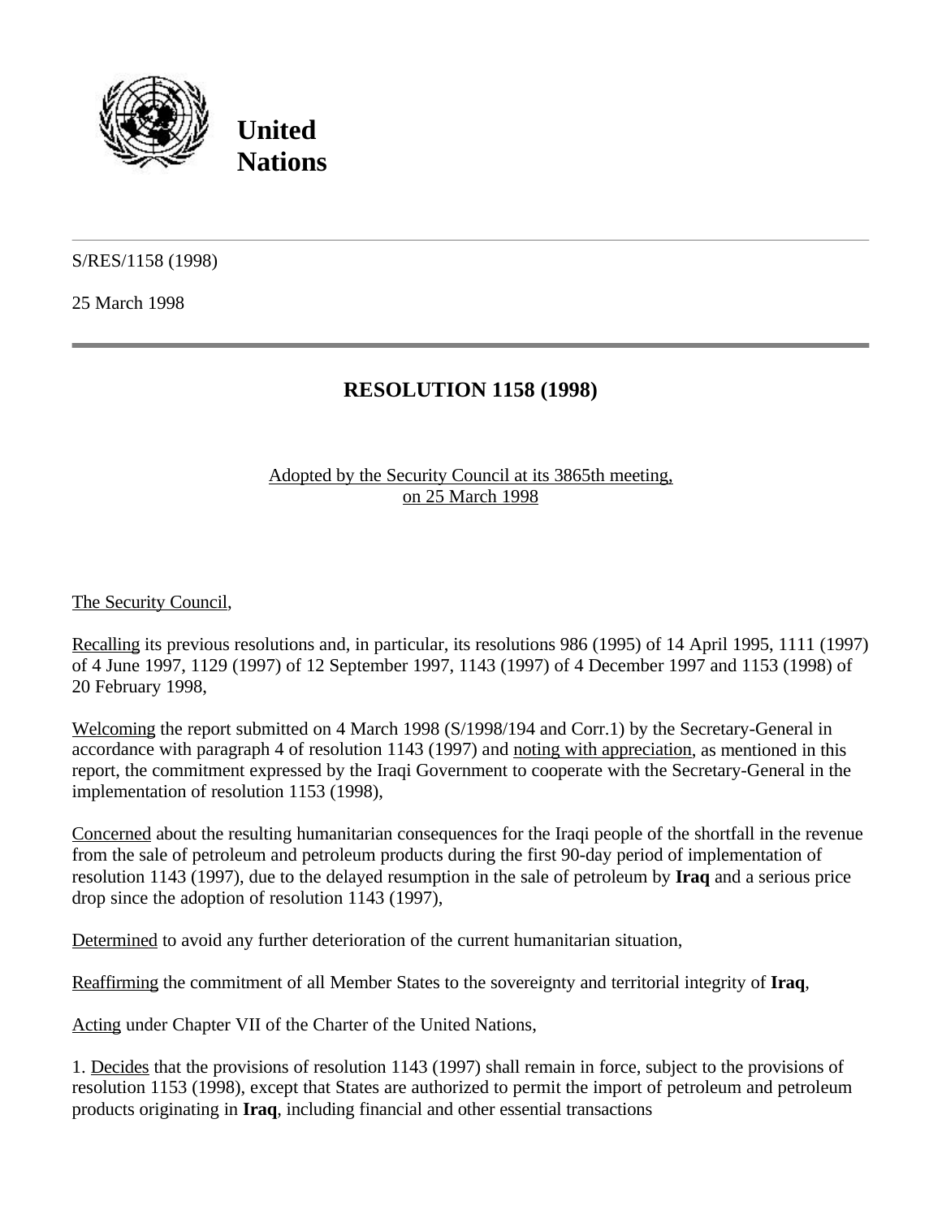**United Nations**

S/RES/1158 (1998)

25 March 1998

# RESOLUTION 1158 (1998)

Adopted by the Security Council at its 3865th meeting, on 25 March 1998

The Security Council,

Recalling its previous resolutions and, in particular, its resolutions 986 (1995) of 14 April 1995, 1111 (1997) of 4 June 1997, 1129 (1997) of 12 September 1997, 1143 (1997) of 4 December 1997 and 1153 (1998) of 20 February 1998,

Welcoming the report submitted on 4 March 1998 (S/1998/194 and Corr.1) by the Secretary-General in accordance with paragraph 4 of resolution 1143 (1997) and noting with appreciation, as mentioned in this report, the commitment expressed by the Iraqi Government to cooperate with the Secretary-General in the implementation of resolution 1153 (1998),

Concerned about the resulting humanitarian consequences for the Iraqi people of the shortfall in the revenue from the sale of petroleum and petroleum products during the first 90-day period of implementation of resolution 1143 (1997), due to the delayed resumption in the sale of petroleum by **Iraq** and a serious price drop since the adoption of resolution 1143 (1997),

Determined to avoid any further deterioration of the current humanitarian situation,

Reaffirming the commitment of all Member States to the sovereignty and territorial integrity of **Iraq**,

Acting under Chapter VII of the Charter of the United Nations,

1. Decides that the provisions of resolution 1143 (1997) shall remain in force, subject to the provisions of resolution 1153 (1998), except that States are authorized to permit the import of petroleum and petroleum products originating in **Iraq**, including financial and other essential transactions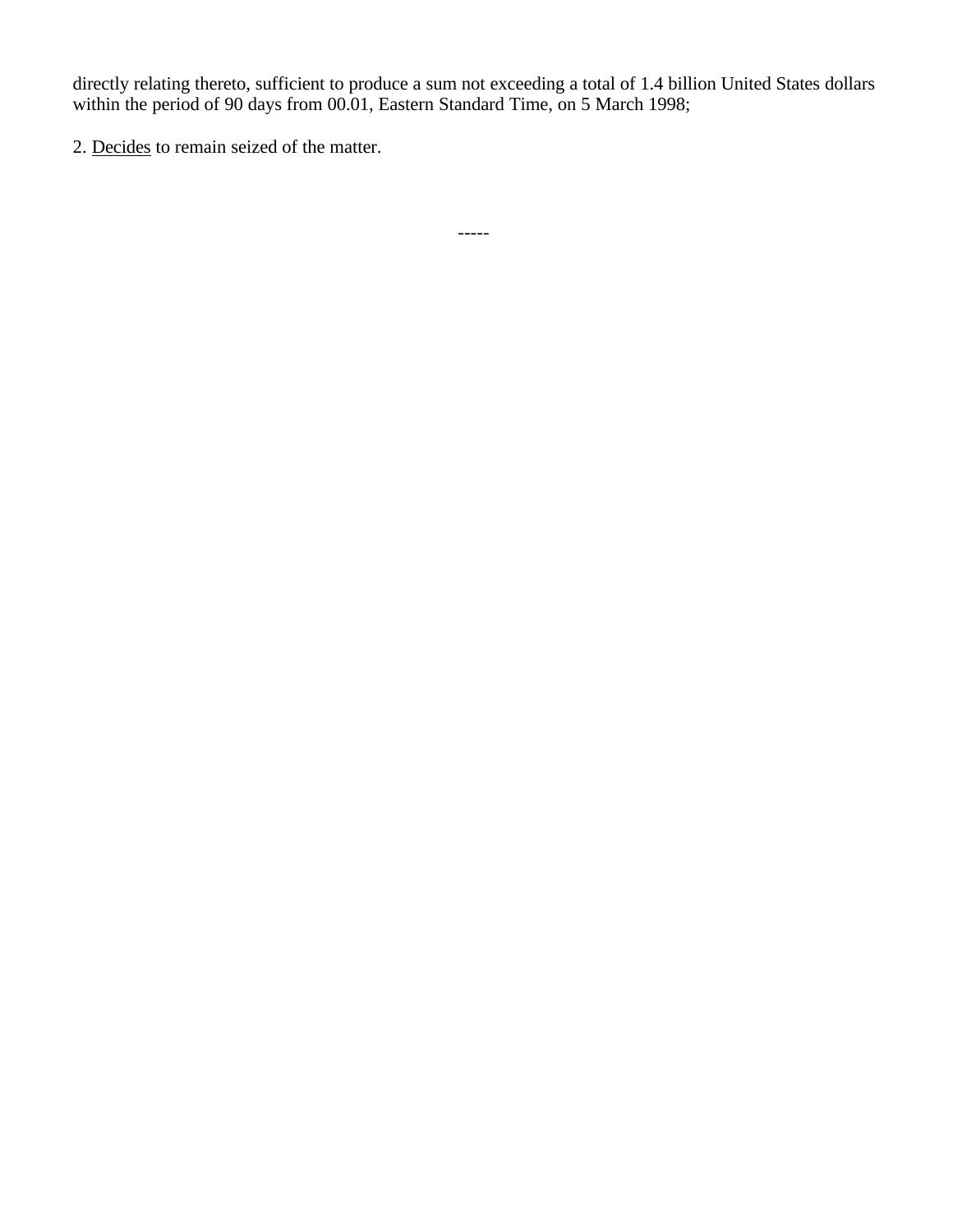directly relating thereto, sufficient to produce a sum not exceeding a total of 1.4 billion United States dollars within the period of 90 days from 00.01, Eastern Standard Time, on 5 March 1998;

2. Decides to remain seized of the matter.

-----